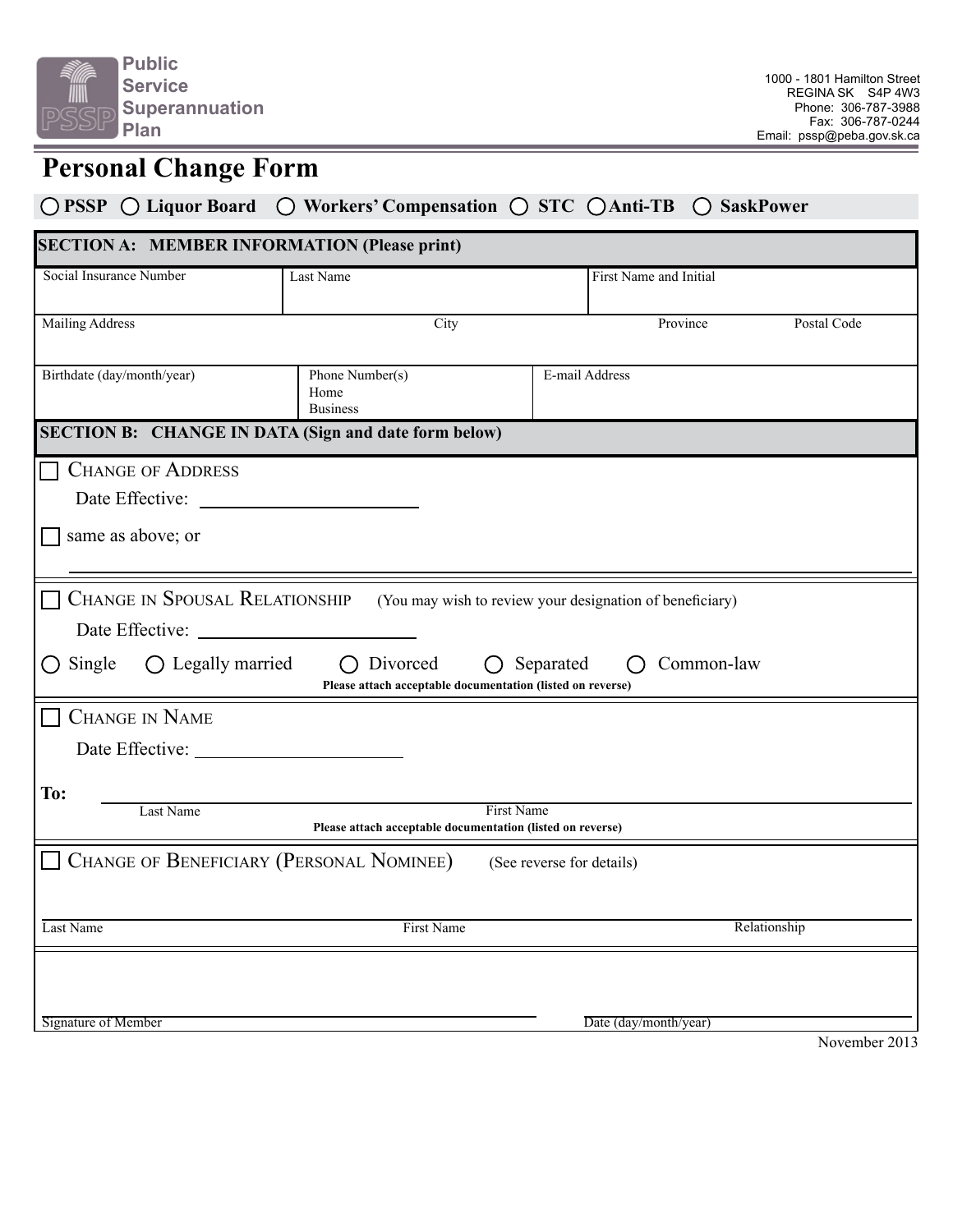**Public Service Superannuation Plan**

1000 - 1801 Hamilton Street
REGINA SK S4P 4W3
Phone: 306-787-3988
Fax: 306-787-0244
Email: pssp@peba.gov.sk.ca

# Personal Change Form

○ PSSP ○ Liquor Board ○ Workers' Compensation ○ STC ○ Anti-TB ○ SaskPower

## SECTION A: MEMBER INFORMATION (Please print)

| Social Insurance Number | Last Name | First Name and Initial | |
|---|---|---|---|
| | | | |

| Mailing Address | City | Province | Postal Code |
|---|---|---|---|
| | | | |

| Birthdate (day/month/year) | Phone Number(s) Home Business | E-mail Address |
|---|---|---|
| | | |

## SECTION B: CHANGE IN DATA (Sign and date form below)

☐ CHANGE OF ADDRESS

Date Effective: ______________________

☐ same as above; or

________________________________________________________________

☐ CHANGE IN SPOUSAL RELATIONSHIP (You may wish to review your designation of beneficiary)

Date Effective: ______________________

○ Single ○ Legally married ○ Divorced ○ Separated ○ Common-law

**Please attach acceptable documentation (listed on reverse)**

☐ CHANGE IN NAME

Date Effective: ______________________

**To:** ______________________________________________
Last Name First Name

**Please attach acceptable documentation (listed on reverse)**

☐ CHANGE OF BENEFICIARY (PERSONAL NOMINEE) (See reverse for details)

______________________________________________
Last Name First Name Relationship

______________________________________________
Signature of Member Date (day/month/year)

November 2013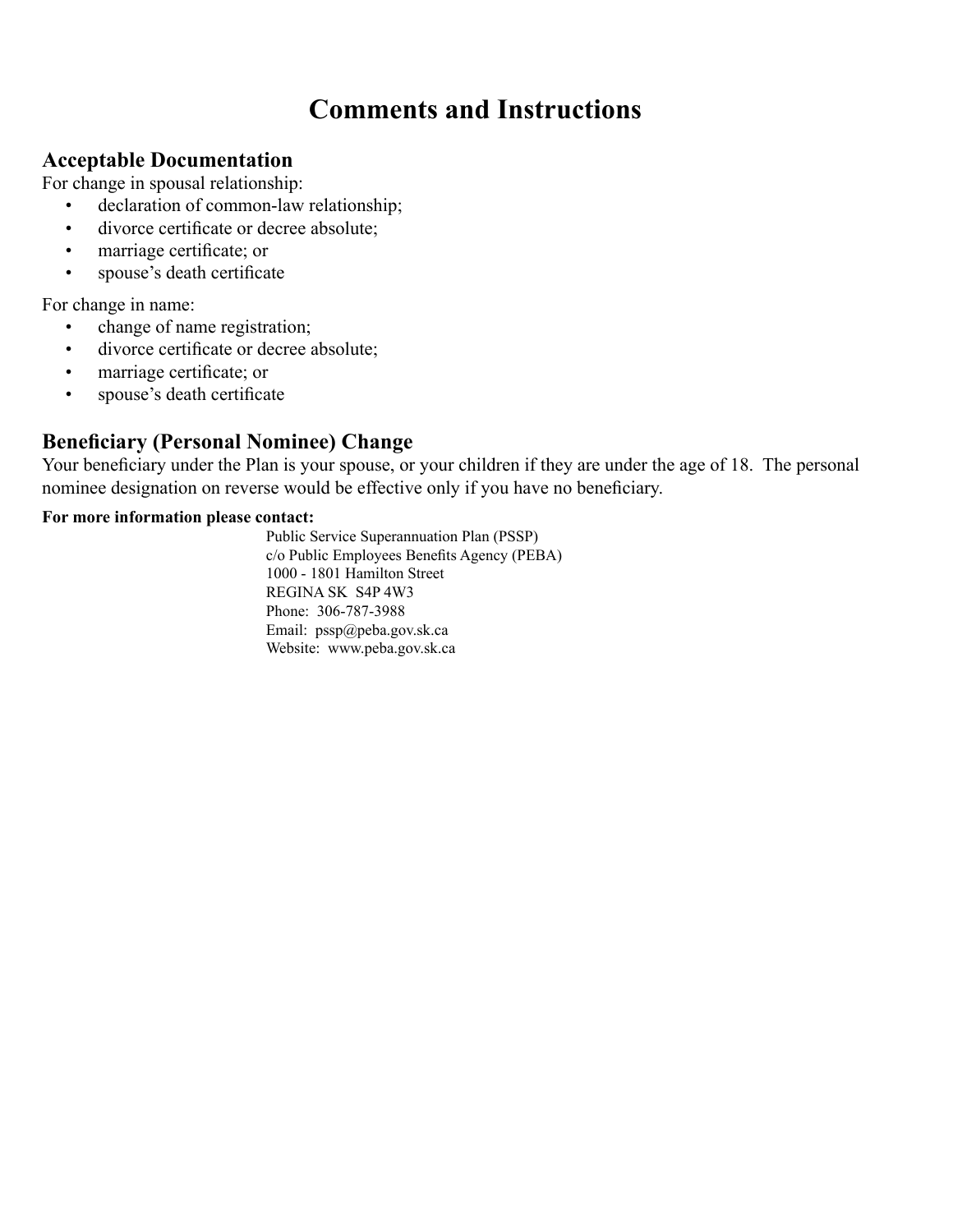# Comments and Instructions

## Acceptable Documentation

For change in spousal relationship:

- declaration of common-law relationship;
- divorce certificate or decree absolute;
- marriage certificate; or
- spouse's death certificate

For change in name:

- change of name registration;
- divorce certificate or decree absolute;
- marriage certificate; or
- spouse's death certificate

## Beneficiary (Personal Nominee) Change

Your beneficiary under the Plan is your spouse, or your children if they are under the age of 18. The personal nominee designation on reverse would be effective only if you have no beneficiary.

**For more information please contact:**

Public Service Superannuation Plan (PSSP)
c/o Public Employees Benefits Agency (PEBA)
1000 - 1801 Hamilton Street
REGINA SK S4P 4W3
Phone: 306-787-3988
Email: pssp@peba.gov.sk.ca
Website: www.peba.gov.sk.ca